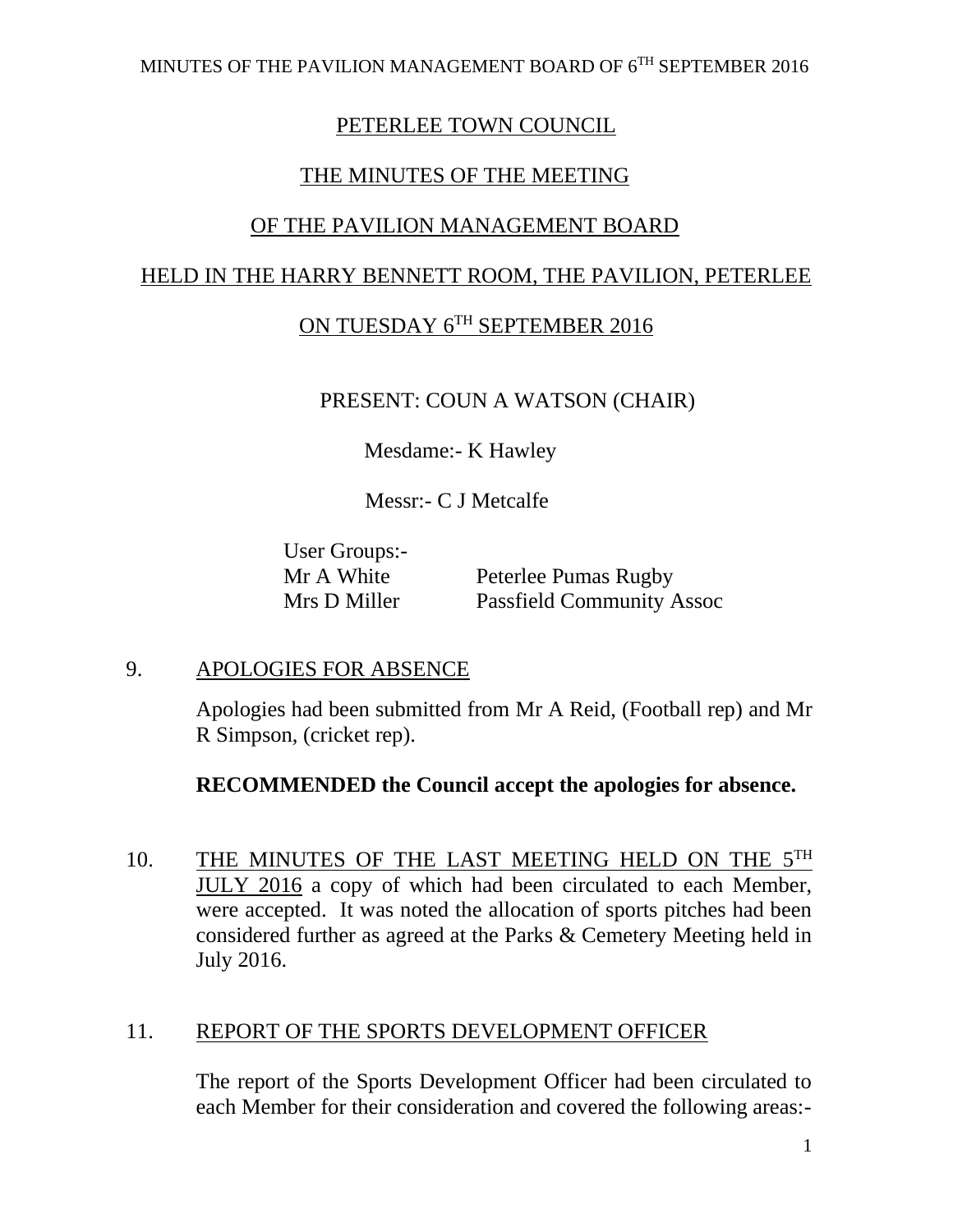## PETERLEE TOWN COUNCIL

## THE MINUTES OF THE MEETING

## OF THE PAVILION MANAGEMENT BOARD

## HELD IN THE HARRY BENNETT ROOM, THE PAVILION, PETERLEE

## ON TUESDAY 6TH SEPTEMBER 2016

PRESENT: COUN A WATSON (CHAIR)

Mesdame:- K Hawley

Messr:- C J Metcalfe

User Groups:-

| | |
|---|---|
| Mr A White | Peterlee Pumas Rugby |
| Mrs D Miller | Passfield Community Assoc |

9. APOLOGIES FOR ABSENCE

   Apologies had been submitted from Mr A Reid, (Football rep) and Mr R Simpson, (cricket rep).

   **RECOMMENDED the Council accept the apologies for absence.**

10. THE MINUTES OF THE LAST MEETING HELD ON THE 5TH JULY 2016 a copy of which had been circulated to each Member, were accepted. It was noted the allocation of sports pitches had been considered further as agreed at the Parks & Cemetery Meeting held in July 2016.

11. REPORT OF THE SPORTS DEVELOPMENT OFFICER

    The report of the Sports Development Officer had been circulated to each Member for their consideration and covered the following areas:-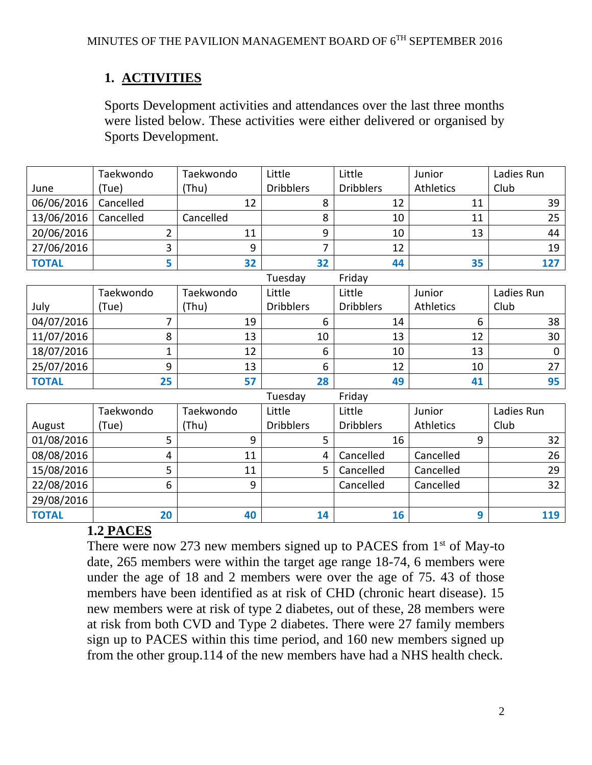## 1. ACTIVITIES

Sports Development activities and attendances over the last three months were listed below. These activities were either delivered or organised by Sports Development.

| June | Taekwondo (Tue) | Taekwondo (Thu) | Little Dribblers | Little Dribblers | Junior Athletics | Ladies Run Club |
|---|---|---|---|---|---|---|
| 06/06/2016 | Cancelled | 12 | 8 | 12 | 11 | 39 |
| 13/06/2016 | Cancelled | Cancelled | 8 | 10 | 11 | 25 |
| 20/06/2016 | 2 | 11 | 9 | 10 | 13 | 44 |
| 27/06/2016 | 3 | 9 | 7 | 12 | | 19 |
| **TOTAL** | **5** | **32** | **32** | **44** | **35** | **127** |

| | | | Tuesday | Friday | | |
|---|---|---|---|---|---|---|
| July | Taekwondo (Tue) | Taekwondo (Thu) | Little Dribblers | Little Dribblers | Junior Athletics | Ladies Run Club |
| 04/07/2016 | 7 | 19 | 6 | 14 | 6 | 38 |
| 11/07/2016 | 8 | 13 | 10 | 13 | 12 | 30 |
| 18/07/2016 | 1 | 12 | 6 | 10 | 13 | 0 |
| 25/07/2016 | 9 | 13 | 6 | 12 | 10 | 27 |
| **TOTAL** | **25** | **57** | **28** | **49** | **41** | **95** |

| | | | Tuesday | Friday | | |
|---|---|---|---|---|---|---|
| August | Taekwondo (Tue) | Taekwondo (Thu) | Little Dribblers | Little Dribblers | Junior Athletics | Ladies Run Club |
| 01/08/2016 | 5 | 9 | 5 | 16 | 9 | 32 |
| 08/08/2016 | 4 | 11 | 4 | Cancelled | Cancelled | 26 |
| 15/08/2016 | 5 | 11 | 5 | Cancelled | Cancelled | 29 |
| 22/08/2016 | 6 | 9 | | Cancelled | Cancelled | 32 |
| 29/08/2016 | | | | | | |
| **TOTAL** | **20** | **40** | **14** | **16** | **9** | **119** |

### 1.2 PACES

There were now 273 new members signed up to PACES from 1st of May-to date, 265 members were within the target age range 18-74, 6 members were under the age of 18 and 2 members were over the age of 75. 43 of those members have been identified as at risk of CHD (chronic heart disease). 15 new members were at risk of type 2 diabetes, out of these, 28 members were at risk from both CVD and Type 2 diabetes. There were 27 family members sign up to PACES within this time period, and 160 new members signed up from the other group.114 of the new members have had a NHS health check.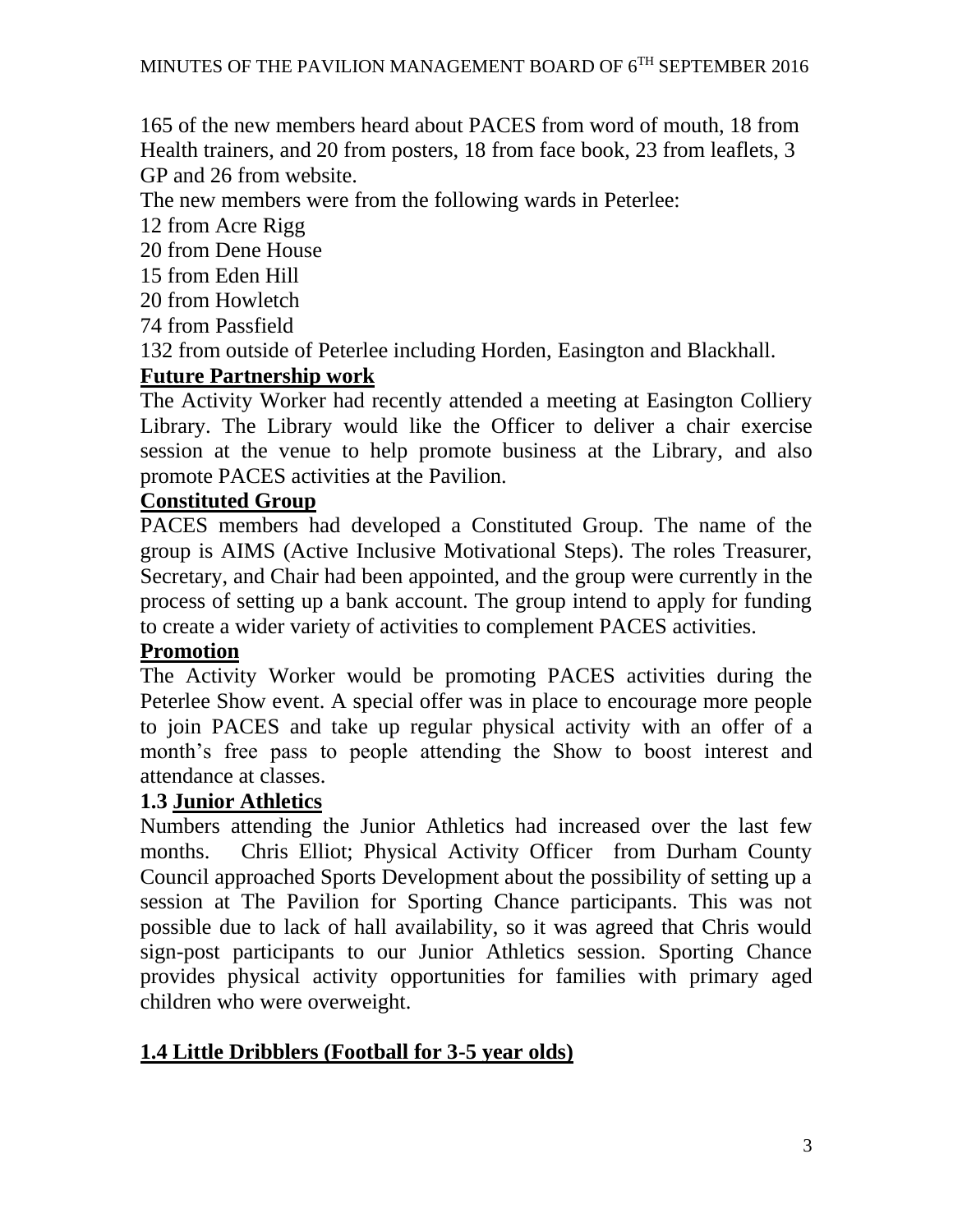165 of the new members heard about PACES from word of mouth, 18 from Health trainers, and 20 from posters, 18 from face book, 23 from leaflets, 3 GP and 26 from website.

The new members were from the following wards in Peterlee:

12 from Acre Rigg

20 from Dene House

15 from Eden Hill

20 from Howletch

74 from Passfield

132 from outside of Peterlee including Horden, Easington and Blackhall.

**Future Partnership work**

The Activity Worker had recently attended a meeting at Easington Colliery Library. The Library would like the Officer to deliver a chair exercise session at the venue to help promote business at the Library, and also promote PACES activities at the Pavilion.

**Constituted Group**

PACES members had developed a Constituted Group. The name of the group is AIMS (Active Inclusive Motivational Steps). The roles Treasurer, Secretary, and Chair had been appointed, and the group were currently in the process of setting up a bank account. The group intend to apply for funding to create a wider variety of activities to complement PACES activities.

**Promotion**

The Activity Worker would be promoting PACES activities during the Peterlee Show event. A special offer was in place to encourage more people to join PACES and take up regular physical activity with an offer of a month's free pass to people attending the Show to boost interest and attendance at classes.

**1.3 Junior Athletics**

Numbers attending the Junior Athletics had increased over the last few months. Chris Elliot; Physical Activity Officer from Durham County Council approached Sports Development about the possibility of setting up a session at The Pavilion for Sporting Chance participants. This was not possible due to lack of hall availability, so it was agreed that Chris would sign-post participants to our Junior Athletics session. Sporting Chance provides physical activity opportunities for families with primary aged children who were overweight.

**1.4 Little Dribblers (Football for 3-5 year olds)**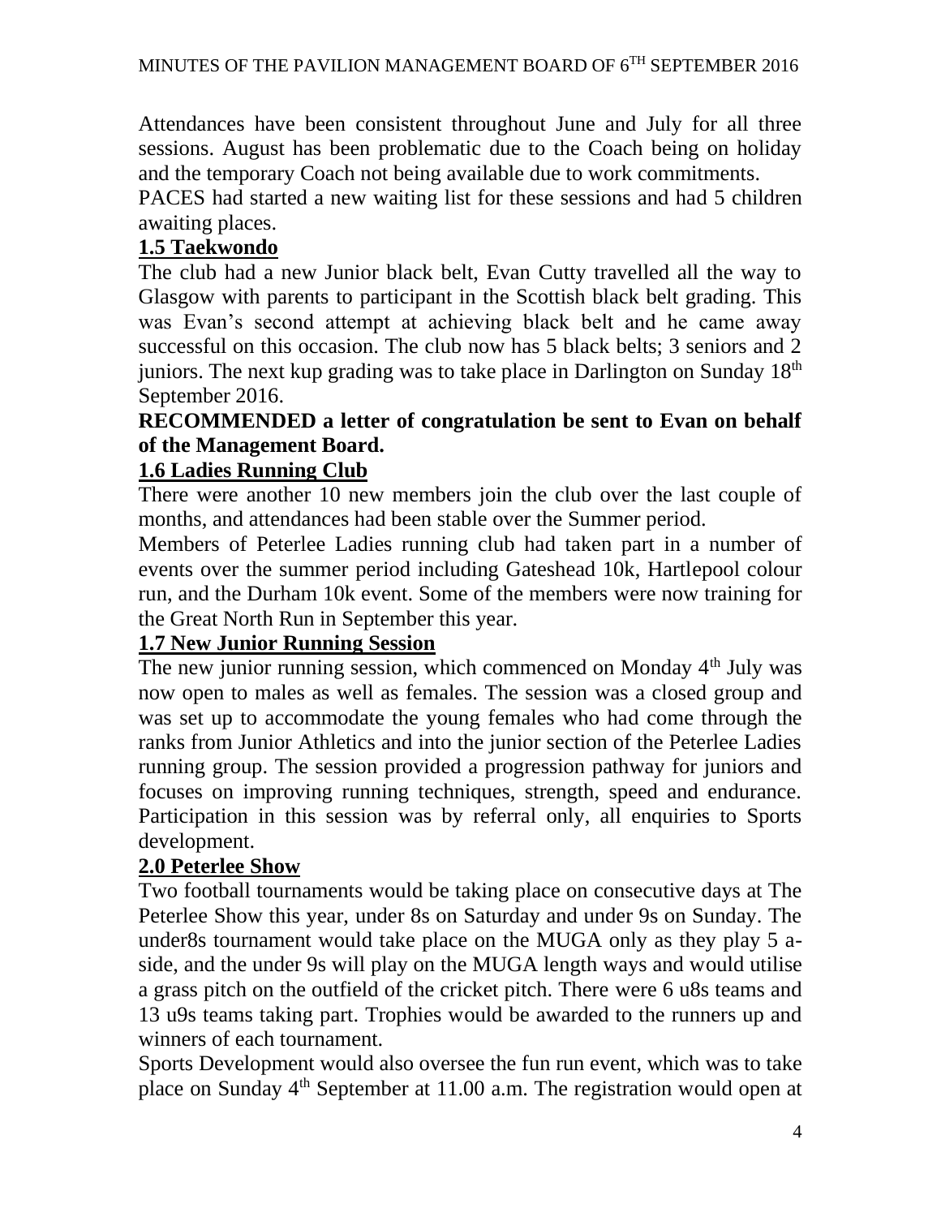Attendances have been consistent throughout June and July for all three sessions. August has been problematic due to the Coach being on holiday and the temporary Coach not being available due to work commitments.

PACES had started a new waiting list for these sessions and had 5 children awaiting places.

## 1.5 Taekwondo

The club had a new Junior black belt, Evan Cutty travelled all the way to Glasgow with parents to participant in the Scottish black belt grading. This was Evan's second attempt at achieving black belt and he came away successful on this occasion. The club now has 5 black belts; 3 seniors and 2 juniors. The next kup grading was to take place in Darlington on Sunday 18th September 2016.

**RECOMMENDED a letter of congratulation be sent to Evan on behalf of the Management Board.**

## 1.6 Ladies Running Club

There were another 10 new members join the club over the last couple of months, and attendances had been stable over the Summer period.

Members of Peterlee Ladies running club had taken part in a number of events over the summer period including Gateshead 10k, Hartlepool colour run, and the Durham 10k event. Some of the members were now training for the Great North Run in September this year.

## 1.7 New Junior Running Session

The new junior running session, which commenced on Monday 4th July was now open to males as well as females. The session was a closed group and was set up to accommodate the young females who had come through the ranks from Junior Athletics and into the junior section of the Peterlee Ladies running group. The session provided a progression pathway for juniors and focuses on improving running techniques, strength, speed and endurance. Participation in this session was by referral only, all enquiries to Sports development.

## 2.0 Peterlee Show

Two football tournaments would be taking place on consecutive days at The Peterlee Show this year, under 8s on Saturday and under 9s on Sunday. The under8s tournament would take place on the MUGA only as they play 5 a-side, and the under 9s will play on the MUGA length ways and would utilise a grass pitch on the outfield of the cricket pitch. There were 6 u8s teams and 13 u9s teams taking part. Trophies would be awarded to the runners up and winners of each tournament.

Sports Development would also oversee the fun run event, which was to take place on Sunday 4th September at 11.00 a.m. The registration would open at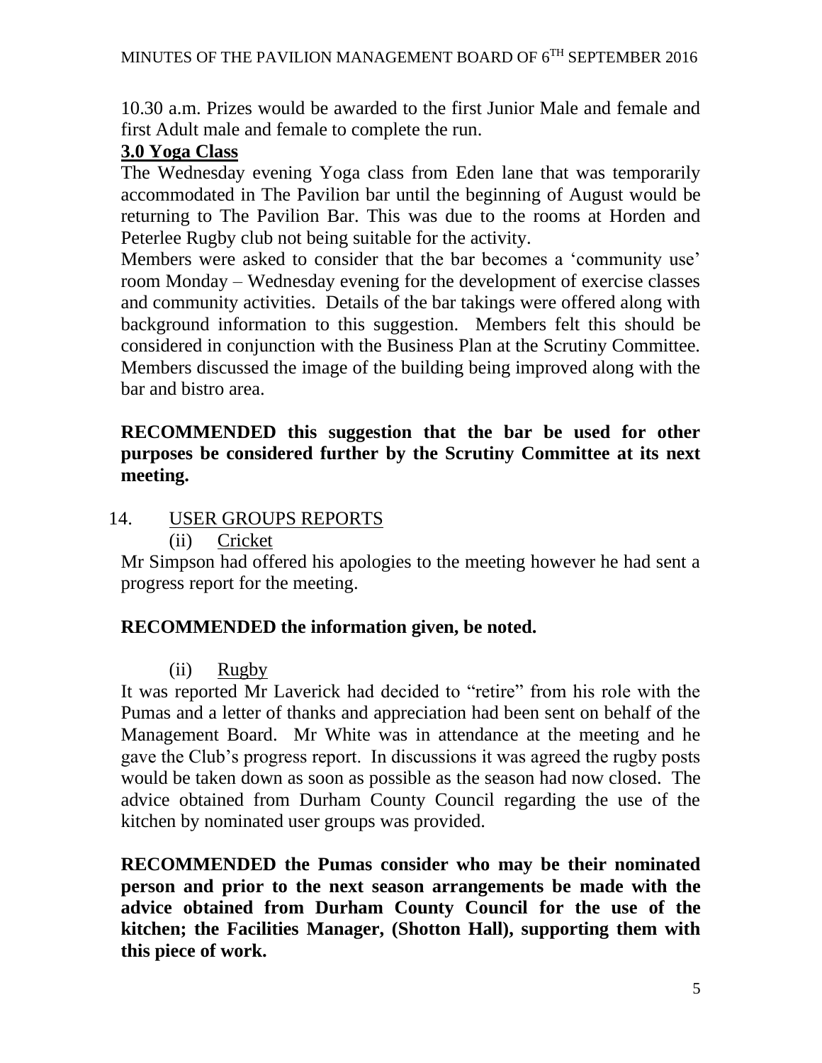10.30 a.m. Prizes would be awarded to the first Junior Male and female and first Adult male and female to complete the run.

**3.0 Yoga Class**

The Wednesday evening Yoga class from Eden lane that was temporarily accommodated in The Pavilion bar until the beginning of August would be returning to The Pavilion Bar. This was due to the rooms at Horden and Peterlee Rugby club not being suitable for the activity.

Members were asked to consider that the bar becomes a 'community use' room Monday – Wednesday evening for the development of exercise classes and community activities. Details of the bar takings were offered along with background information to this suggestion. Members felt this should be considered in conjunction with the Business Plan at the Scrutiny Committee. Members discussed the image of the building being improved along with the bar and bistro area.

**RECOMMENDED this suggestion that the bar be used for other purposes be considered further by the Scrutiny Committee at its next meeting.**

14. USER GROUPS REPORTS

(ii) Cricket

Mr Simpson had offered his apologies to the meeting however he had sent a progress report for the meeting.

**RECOMMENDED the information given, be noted.**

(ii) Rugby

It was reported Mr Laverick had decided to "retire" from his role with the Pumas and a letter of thanks and appreciation had been sent on behalf of the Management Board. Mr White was in attendance at the meeting and he gave the Club's progress report. In discussions it was agreed the rugby posts would be taken down as soon as possible as the season had now closed. The advice obtained from Durham County Council regarding the use of the kitchen by nominated user groups was provided.

**RECOMMENDED the Pumas consider who may be their nominated person and prior to the next season arrangements be made with the advice obtained from Durham County Council for the use of the kitchen; the Facilities Manager, (Shotton Hall), supporting them with this piece of work.**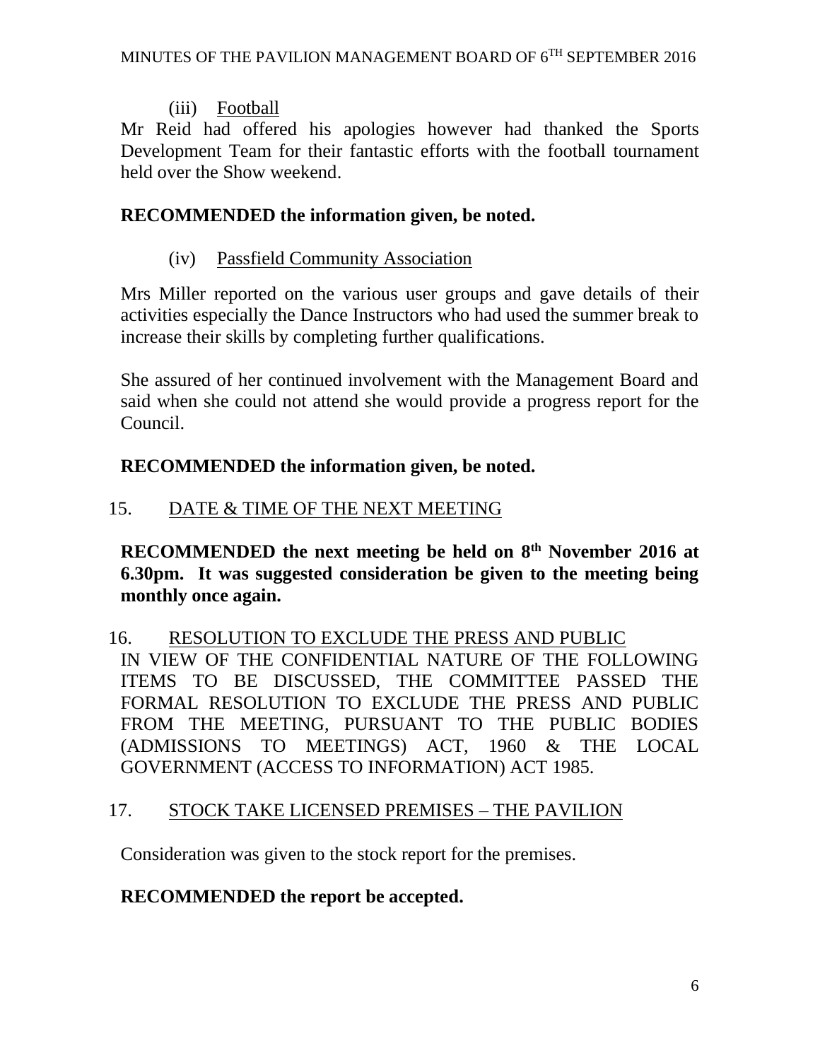(iii) Football

Mr Reid had offered his apologies however had thanked the Sports Development Team for their fantastic efforts with the football tournament held over the Show weekend.

**RECOMMENDED the information given, be noted.**

(iv) Passfield Community Association

Mrs Miller reported on the various user groups and gave details of their activities especially the Dance Instructors who had used the summer break to increase their skills by completing further qualifications.

She assured of her continued involvement with the Management Board and said when she could not attend she would provide a progress report for the Council.

**RECOMMENDED the information given, be noted.**

15. DATE & TIME OF THE NEXT MEETING

**RECOMMENDED the next meeting be held on 8th November 2016 at 6.30pm. It was suggested consideration be given to the meeting being monthly once again.**

16. RESOLUTION TO EXCLUDE THE PRESS AND PUBLIC

IN VIEW OF THE CONFIDENTIAL NATURE OF THE FOLLOWING ITEMS TO BE DISCUSSED, THE COMMITTEE PASSED THE FORMAL RESOLUTION TO EXCLUDE THE PRESS AND PUBLIC FROM THE MEETING, PURSUANT TO THE PUBLIC BODIES (ADMISSIONS TO MEETINGS) ACT, 1960 & THE LOCAL GOVERNMENT (ACCESS TO INFORMATION) ACT 1985.

17. STOCK TAKE LICENSED PREMISES – THE PAVILION

Consideration was given to the stock report for the premises.

**RECOMMENDED the report be accepted.**